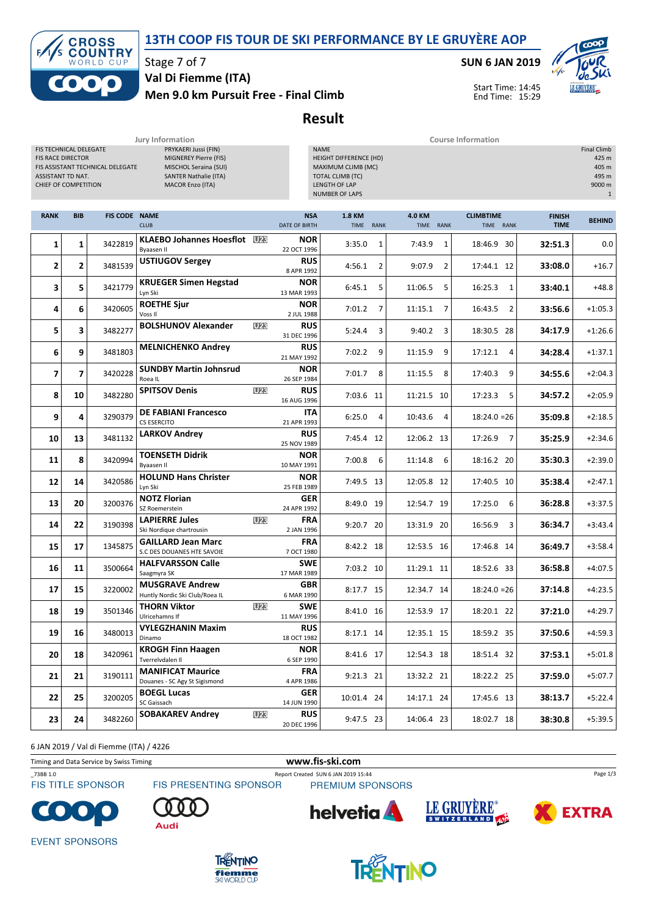# 13TH COOP FIS TOUR DE SKI PERFORMANCE BY LE GRUYÈRE AOP

Stage 7 of 7

**SUN 6 JAN 2019**

**Val Di Fiemme (ITA)**

**Men 9.0 km Pursuit Free - Final Climb**

Start Time: 14:45
End Time: 15:29

## Result

| Jury Information | |
|---|---|
| FIS TECHNICAL DELEGATE | PRYKAERI Jussi (FIN) |
| FIS RACE DIRECTOR | MIGNEREY Pierre (FIS) |
| FIS ASSISTANT TECHNICAL DELEGATE | MISCHOL Seraina (SUI) |
| ASSISTANT TD NAT. | SANTER Nathalie (ITA) |
| CHIEF OF COMPETITION | MACOR Enzo (ITA) |

| Course Information | |
|---|---|
| NAME | Final Climb |
| HEIGHT DIFFERENCE (HD) | 425 m |
| MAXIMUM CLIMB (MC) | 405 m |
| TOTAL CLIMB (TC) | 495 m |
| LENGTH OF LAP | 9000 m |
| NUMBER OF LAPS | 1 |

| RANK | BIB | FIS CODE | NAME / CLUB | | NSA / DATE OF BIRTH | 1.8 KM TIME | RANK | 4.0 KM TIME | RANK | CLIMBTIME TIME | RANK | FINISH TIME | BEHIND |
|---|---|---|---|---|---|---|---|---|---|---|---|---|---|
| 1 | 1 | 3422819 | **KLAEBO Johannes Hoesflot** Byaasen Il | U23 | **NOR** 22 OCT 1996 | 3:35.0 | 1 | 7:43.9 | 1 | 18:46.9 | 30 | **32:51.3** | 0.0 |
| 2 | 2 | 3481539 | **USTIUGOV Sergey** | | **RUS** 8 APR 1992 | 4:56.1 | 2 | 9:07.9 | 2 | 17:44.1 | 12 | **33:08.0** | +16.7 |
| 3 | 5 | 3421779 | **KRUEGER Simen Hegstad** Lyn Ski | | **NOR** 13 MAR 1993 | 6:45.1 | 5 | 11:06.5 | 5 | 16:25.3 | 1 | **33:40.1** | +48.8 |
| 4 | 6 | 3420605 | **ROETHE Sjur** Voss Il | | **NOR** 2 JUL 1988 | 7:01.2 | 7 | 11:15.1 | 7 | 16:43.5 | 2 | **33:56.6** | +1:05.3 |
| 5 | 3 | 3482277 | **BOLSHUNOV Alexander** | U23 | **RUS** 31 DEC 1996 | 5:24.4 | 3 | 9:40.2 | 3 | 18:30.5 | 28 | **34:17.9** | +1:26.6 |
| 6 | 9 | 3481803 | **MELNICHENKO Andrey** | | **RUS** 21 MAY 1992 | 7:02.2 | 9 | 11:15.9 | 9 | 17:12.1 | 4 | **34:28.4** | +1:37.1 |
| 7 | 7 | 3420228 | **SUNDBY Martin Johnsrud** Roea IL | | **NOR** 26 SEP 1984 | 7:01.7 | 8 | 11:15.5 | 8 | 17:40.3 | 9 | **34:55.6** | +2:04.3 |
| 8 | 10 | 3482280 | **SPITSOV Denis** | U23 | **RUS** 16 AUG 1996 | 7:03.6 | 11 | 11:21.5 | 10 | 17:23.3 | 5 | **34:57.2** | +2:05.9 |
| 9 | 4 | 3290379 | **DE FABIANI Francesco** CS ESERCITO | | **ITA** 21 APR 1993 | 6:25.0 | 4 | 10:43.6 | 4 | 18:24.0 | =26 | **35:09.8** | +2:18.5 |
| 10 | 13 | 3481132 | **LARKOV Andrey** | | **RUS** 25 NOV 1989 | 7:45.4 | 12 | 12:06.2 | 13 | 17:26.9 | 7 | **35:25.9** | +2:34.6 |
| 11 | 8 | 3420994 | **TOENSETH Didrik** Byaasen Il | | **NOR** 10 MAY 1991 | 7:00.8 | 6 | 11:14.8 | 6 | 18:16.2 | 20 | **35:30.3** | +2:39.0 |
| 12 | 14 | 3420586 | **HOLUND Hans Christer** Lyn Ski | | **NOR** 25 FEB 1989 | 7:49.5 | 13 | 12:05.8 | 12 | 17:40.5 | 10 | **35:38.4** | +2:47.1 |
| 13 | 20 | 3200376 | **NOTZ Florian** SZ Roemerstein | | **GER** 24 APR 1992 | 8:49.0 | 19 | 12:54.7 | 19 | 17:25.0 | 6 | **36:28.8** | +3:37.5 |
| 14 | 22 | 3190398 | **LAPIERRE Jules** Ski Nordique chartrousin | U23 | **FRA** 2 JAN 1996 | 9:20.7 | 20 | 13:31.9 | 20 | 16:56.9 | 3 | **36:34.7** | +3:43.4 |
| 15 | 17 | 1345875 | **GAILLARD Jean Marc** S.C DES DOUANES HTE SAVOIE | | **FRA** 7 OCT 1980 | 8:42.2 | 18 | 12:53.5 | 16 | 17:46.8 | 14 | **36:49.7** | +3:58.4 |
| 16 | 11 | 3500664 | **HALFVARSSON Calle** Saagmyra SK | | **SWE** 17 MAR 1989 | 7:03.2 | 10 | 11:29.1 | 11 | 18:52.6 | 33 | **36:58.8** | +4:07.5 |
| 17 | 15 | 3220002 | **MUSGRAVE Andrew** Huntly Nordic Ski Club/Roea IL | | **GBR** 6 MAR 1990 | 8:17.7 | 15 | 12:34.7 | 14 | 18:24.0 | =26 | **37:14.8** | +4:23.5 |
| 18 | 19 | 3501346 | **THORN Viktor** Ulricehamns If | U23 | **SWE** 11 MAY 1996 | 8:41.0 | 16 | 12:53.9 | 17 | 18:20.1 | 22 | **37:21.0** | +4:29.7 |
| 19 | 16 | 3480013 | **VYLEGZHANIN Maxim** Dinamo | | **RUS** 18 OCT 1982 | 8:17.1 | 14 | 12:35.1 | 15 | 18:59.2 | 35 | **37:50.6** | +4:59.3 |
| 20 | 18 | 3420961 | **KROGH Finn Haagen** Tverrelvdalen Il | | **NOR** 6 SEP 1990 | 8:41.6 | 17 | 12:54.3 | 18 | 18:51.4 | 32 | **37:53.1** | +5:01.8 |
| 21 | 21 | 3190111 | **MANIFICAT Maurice** Douanes - SC Agy St Sigismond | | **FRA** 4 APR 1986 | 9:21.3 | 21 | 13:32.2 | 21 | 18:22.2 | 25 | **37:59.0** | +5:07.7 |
| 22 | 25 | 3200205 | **BOEGL Lucas** SC Gaissach | | **GER** 14 JUN 1990 | 10:01.4 | 24 | 14:17.1 | 24 | 17:45.6 | 13 | **38:13.7** | +5:22.4 |
| 23 | 24 | 3482260 | **SOBAKAREV Andrey** | U23 | **RUS** 20 DEC 1996 | 9:47.5 | 23 | 14:06.4 | 23 | 18:02.7 | 18 | **38:30.8** | +5:39.5 |

6 JAN 2019 / Val di Fiemme (ITA) / 4226

Timing and Data Service by Swiss Timing — www.fis-ski.com

_73B8 1.0 — Report Created SUN 6 JAN 2019 15:44

FIS TITLE SPONSOR — FIS PRESENTING SPONSOR — PREMIUM SPONSORS — EVENT SPONSORS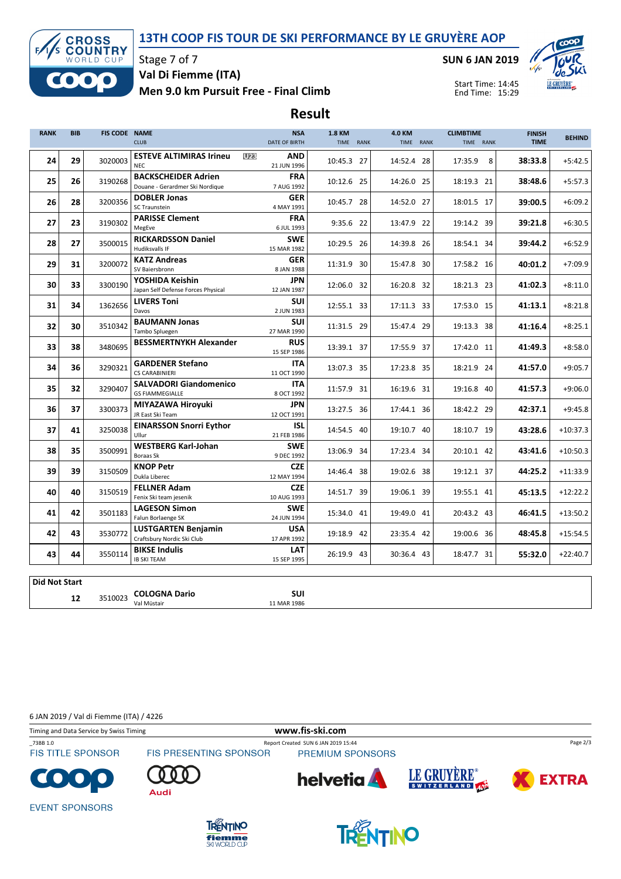# 13TH COOP FIS TOUR DE SKI PERFORMANCE BY LE GRUYÈRE AOP

Stage 7 of 7

**Val Di Fiemme (ITA)**

**Men 9.0 km Pursuit Free - Final Climb**

**SUN 6 JAN 2019**

Start Time: 14:45
End Time: 15:29

## Result

| RANK | BIB | FIS CODE | NAME / CLUB | NSA / DATE OF BIRTH | 1.8 KM TIME | RANK | 4.0 KM TIME | RANK | CLIMBTIME TIME | RANK | FINISH TIME | BEHIND |
|---|---|---|---|---|---|---|---|---|---|---|---|---|
| 24 | 29 | 3020003 | **ESTEVE ALTIMIRAS Irineu** U23 / NEC | **AND** / 21 JUN 1996 | 10:45.3 | 27 | 14:52.4 | 28 | 17:35.9 | 8 | **38:33.8** | +5:42.5 |
| 25 | 26 | 3190268 | **BACKSCHEIDER Adrien** / Douane - Gerardmer Ski Nordique | **FRA** / 7 AUG 1992 | 10:12.6 | 25 | 14:26.0 | 25 | 18:19.3 | 21 | **38:48.6** | +5:57.3 |
| 26 | 28 | 3200356 | **DOBLER Jonas** / SC Traunstein | **GER** / 4 MAY 1991 | 10:45.7 | 28 | 14:52.0 | 27 | 18:01.5 | 17 | **39:00.5** | +6:09.2 |
| 27 | 23 | 3190302 | **PARISSE Clement** / MegEve | **FRA** / 6 JUL 1993 | 9:35.6 | 22 | 13:47.9 | 22 | 19:14.2 | 39 | **39:21.8** | +6:30.5 |
| 28 | 27 | 3500015 | **RICKARDSSON Daniel** / Hudiksvalls IF | **SWE** / 15 MAR 1982 | 10:29.5 | 26 | 14:39.8 | 26 | 18:54.1 | 34 | **39:44.2** | +6:52.9 |
| 29 | 31 | 3200072 | **KATZ Andreas** / SV Baiersbronn | **GER** / 8 JAN 1988 | 11:31.9 | 30 | 15:47.8 | 30 | 17:58.2 | 16 | **40:01.2** | +7:09.9 |
| 30 | 33 | 3300190 | **YOSHIDA Keishin** / Japan Self Defense Forces Physical | **JPN** / 12 JAN 1987 | 12:06.0 | 32 | 16:20.8 | 32 | 18:21.3 | 23 | **41:02.3** | +8:11.0 |
| 31 | 34 | 1362656 | **LIVERS Toni** / Davos | **SUI** / 2 JUN 1983 | 12:55.1 | 33 | 17:11.3 | 33 | 17:53.0 | 15 | **41:13.1** | +8:21.8 |
| 32 | 30 | 3510342 | **BAUMANN Jonas** / Tambo Spluegen | **SUI** / 27 MAR 1990 | 11:31.5 | 29 | 15:47.4 | 29 | 19:13.3 | 38 | **41:16.4** | +8:25.1 |
| 33 | 38 | 3480695 | **BESSMERTNYKH Alexander** | **RUS** / 15 SEP 1986 | 13:39.1 | 37 | 17:55.9 | 37 | 17:42.0 | 11 | **41:49.3** | +8:58.0 |
| 34 | 36 | 3290321 | **GARDENER Stefano** / CS CARABINIERI | **ITA** / 11 OCT 1990 | 13:07.3 | 35 | 17:23.8 | 35 | 18:21.9 | 24 | **41:57.0** | +9:05.7 |
| 35 | 32 | 3290407 | **SALVADORI Giandomenico** / GS FIAMMEGIALLE | **ITA** / 8 OCT 1992 | 11:57.9 | 31 | 16:19.6 | 31 | 19:16.8 | 40 | **41:57.3** | +9:06.0 |
| 36 | 37 | 3300373 | **MIYAZAWA Hiroyuki** / JR East Ski Team | **JPN** / 12 OCT 1991 | 13:27.5 | 36 | 17:44.1 | 36 | 18:42.2 | 29 | **42:37.1** | +9:45.8 |
| 37 | 41 | 3250038 | **EINARSSON Snorri Eythor** / Ullur | **ISL** / 21 FEB 1986 | 14:54.5 | 40 | 19:10.7 | 40 | 18:10.7 | 19 | **43:28.6** | +10:37.3 |
| 38 | 35 | 3500991 | **WESTBERG Karl-Johan** / Boraas Sk | **SWE** / 9 DEC 1992 | 13:06.9 | 34 | 17:23.4 | 34 | 20:10.1 | 42 | **43:41.6** | +10:50.3 |
| 39 | 39 | 3150509 | **KNOP Petr** / Dukla Liberec | **CZE** / 12 MAY 1994 | 14:46.4 | 38 | 19:02.6 | 38 | 19:12.1 | 37 | **44:25.2** | +11:33.9 |
| 40 | 40 | 3150519 | **FELLNER Adam** / Fenix Ski team jesenik | **CZE** / 10 AUG 1993 | 14:51.7 | 39 | 19:06.1 | 39 | 19:55.1 | 41 | **45:13.5** | +12:22.2 |
| 41 | 42 | 3501183 | **LAGESON Simon** / Falun Borlaenge SK | **SWE** / 24 JUN 1994 | 15:34.0 | 41 | 19:49.0 | 41 | 20:43.2 | 43 | **46:41.5** | +13:50.2 |
| 42 | 43 | 3530772 | **LUSTGARTEN Benjamin** / Craftsbury Nordic Ski Club | **USA** / 17 APR 1992 | 19:18.9 | 42 | 23:35.4 | 42 | 19:00.6 | 36 | **48:45.8** | +15:54.5 |
| 43 | 44 | 3550114 | **BIKSE Indulis** / IB SKI TEAM | **LAT** / 15 SEP 1995 | 26:19.9 | 43 | 30:36.4 | 43 | 18:47.7 | 31 | **55:32.0** | +22:40.7 |

**Did Not Start**

| BIB | FIS CODE | NAME / CLUB | NSA / DATE OF BIRTH |
|---|---|---|---|
| 12 | 3510023 | **COLOGNA Dario** / Val Müstair | **SUI** / 11 MAR 1986 |

6 JAN 2019 / Val di Fiemme (ITA) / 4226

Timing and Data Service by Swiss Timing — www.fis-ski.com

_73BB 1.0 — Report Created SUN 6 JAN 2019 15:44

FIS TITLE SPONSOR — FIS PRESENTING SPONSOR — PREMIUM SPONSORS — EVENT SPONSORS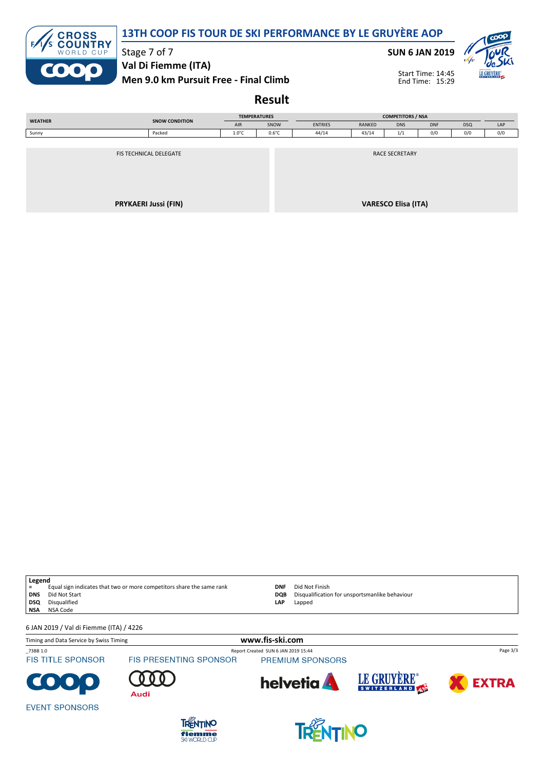# 13TH COOP FIS TOUR DE SKI PERFORMANCE BY LE GRUYÈRE AOP

Stage 7 of 7

**Val Di Fiemme (ITA)**

**Men 9.0 km Pursuit Free - Final Climb**

**SUN 6 JAN 2019**

Start Time: 14:45
End Time: 15:29

## Result

| WEATHER | SNOW CONDITION | TEMPERATURES | | COMPETITORS / NSA | | | | | |
|---|---|---|---|---|---|---|---|---|---|
| | | AIR | SNOW | ENTRIES | RANKED | DNS | DNF | DSQ | LAP |
| Sunny | Packed | 1.0°C | 0.6°C | 44/14 | 43/14 | 1/1 | 0/0 | 0/0 | 0/0 |

| FIS TECHNICAL DELEGATE | RACE SECRETARY |
|---|---|
| **PRYKAERI Jussi (FIN)** | **VARESCO Elisa (ITA)** |

**Legend**

| | | | |
|---|---|---|---|
| = | Equal sign indicates that two or more competitors share the same rank | DNF | Did Not Finish |
| DNS | Did Not Start | DQB | Disqualification for unsportsmanlike behaviour |
| DSQ | Disqualified | LAP | Lapped |
| NSA | NSA Code | | |

6 JAN 2019 / Val di Fiemme (ITA) / 4226

Timing and Data Service by Swiss Timing

www.fis-ski.com

_73BB 1.0

Report Created SUN 6 JAN 2019 15:44

FIS TITLE SPONSOR

FIS PRESENTING SPONSOR

PREMIUM SPONSORS

EVENT SPONSORS